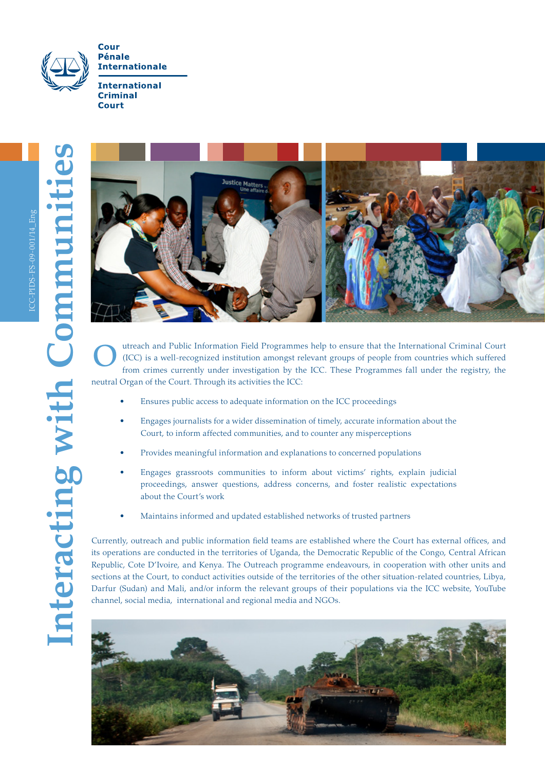Cour
Pénale
Internationale

International
Criminal
Court

# Interacting with Communities

ICC-PIDS-FS-09-001/14_Eng

Outreach and Public Information Field Programmes help to ensure that the International Criminal Court (ICC) is a well-recognized institution amongst relevant groups of people from countries which suffered from crimes currently under investigation by the ICC. These Programmes fall under the registry, the neutral Organ of the Court. Through its activities the ICC:

- Ensures public access to adequate information on the ICC proceedings
- Engages journalists for a wider dissemination of timely, accurate information about the Court, to inform affected communities, and to counter any misperceptions
- Provides meaningful information and explanations to concerned populations
- Engages grassroots communities to inform about victims' rights, explain judicial proceedings, answer questions, address concerns, and foster realistic expectations about the Court's work
- Maintains informed and updated established networks of trusted partners

Currently, outreach and public information field teams are established where the Court has external offices, and its operations are conducted in the territories of Uganda, the Democratic Republic of the Congo, Central African Republic, Cote D'Ivoire, and Kenya. The Outreach programme endeavours, in cooperation with other units and sections at the Court, to conduct activities outside of the territories of the other situation-related countries, Libya, Darfur (Sudan) and Mali, and/or inform the relevant groups of their populations via the ICC website, YouTube channel, social media, international and regional media and NGOs.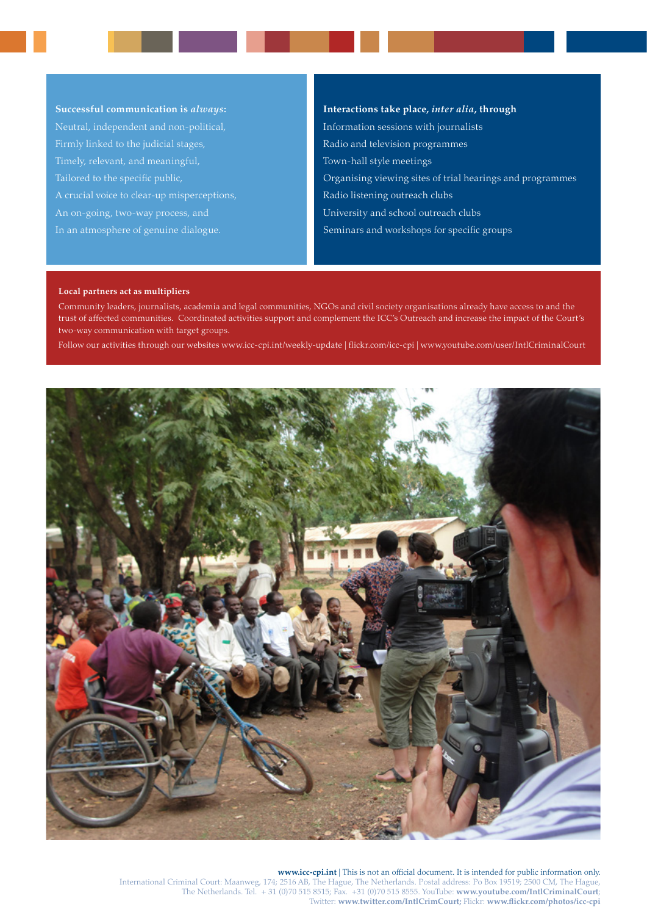**Successful communication is *always*:**

Neutral, independent and non-political,
Firmly linked to the judicial stages,
Timely, relevant, and meaningful,
Tailored to the specific public,
A crucial voice to clear-up misperceptions,
An on-going, two-way process, and
In an atmosphere of genuine dialogue.

**Interactions take place, *inter alia*, through**

Information sessions with journalists
Radio and television programmes
Town-hall style meetings
Organising viewing sites of trial hearings and programmes
Radio listening outreach clubs
University and school outreach clubs
Seminars and workshops for specific groups

**Local partners act as multipliers**

Community leaders, journalists, academia and legal communities, NGOs and civil society organisations already have access to and the trust of affected communities. Coordinated activities support and complement the ICC's Outreach and increase the impact of the Court's two-way communication with target groups.

Follow our activities through our websites www.icc-cpi.int/weekly-update | flickr.com/icc-cpi | www.youtube.com/user/IntlCriminalCourt

**www.icc-cpi.int** | This is not an official document. It is intended for public information only.
International Criminal Court: Maanweg, 174; 2516 AB, The Hague, The Netherlands. Postal address: Po Box 19519; 2500 CM, The Hague, The Netherlands. Tel. + 31 (0)70 515 8515; Fax. +31 (0)70 515 8555. YouTube: **www.youtube.com/IntlCriminalCourt**; Twitter: **www.twitter.com/IntlCrimCourt;** Flickr: **www.flickr.com/photos/icc-cpi**